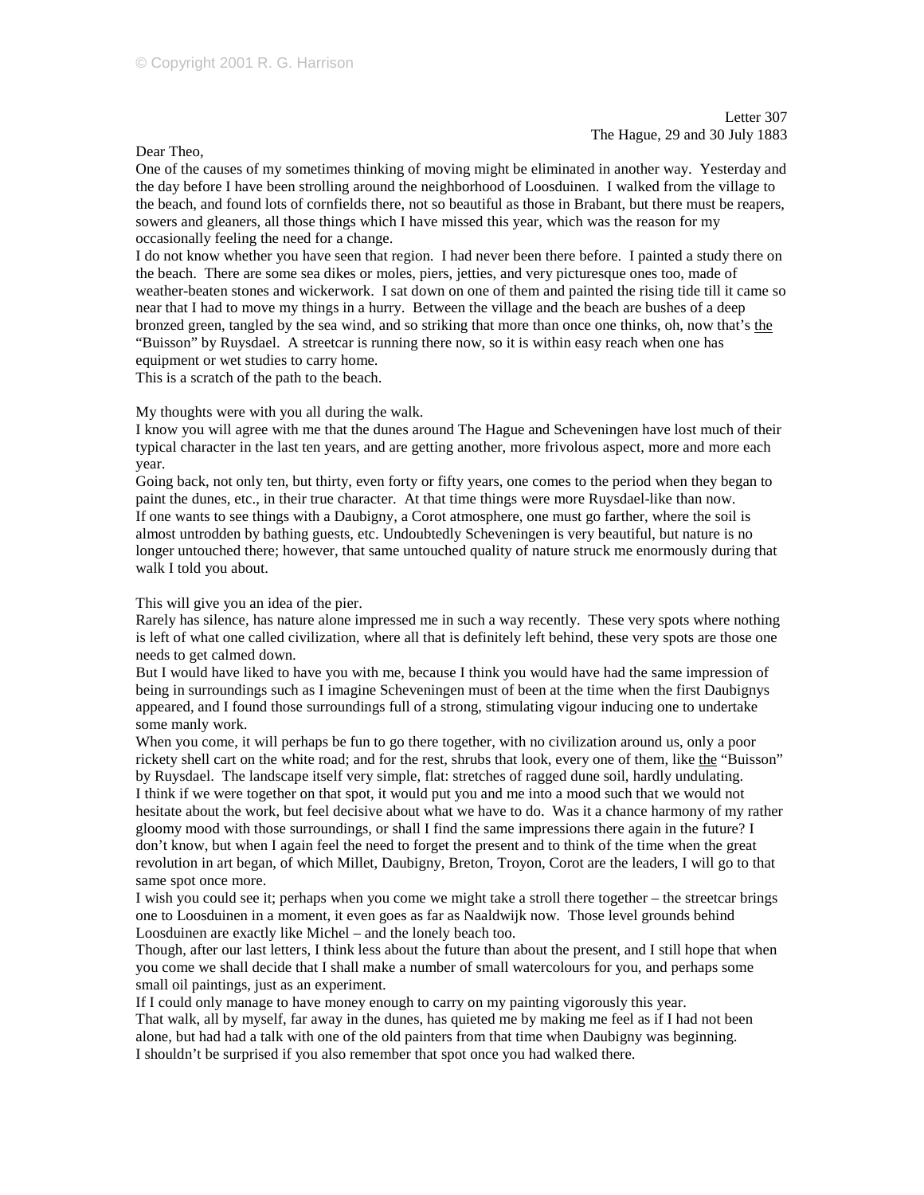© Copyright 2001 R. G. Harrison

Letter 307
The Hague, 29 and 30 July 1883

Dear Theo,

One of the causes of my sometimes thinking of moving might be eliminated in another way. Yesterday and the day before I have been strolling around the neighborhood of Loosduinen. I walked from the village to the beach, and found lots of cornfields there, not so beautiful as those in Brabant, but there must be reapers, sowers and gleaners, all those things which I have missed this year, which was the reason for my occasionally feeling the need for a change.

I do not know whether you have seen that region. I had never been there before. I painted a study there on the beach. There are some sea dikes or moles, piers, jetties, and very picturesque ones too, made of weather-beaten stones and wickerwork. I sat down on one of them and painted the rising tide till it came so near that I had to move my things in a hurry. Between the village and the beach are bushes of a deep bronzed green, tangled by the sea wind, and so striking that more than once one thinks, oh, now that's the "Buisson" by Ruysdael. A streetcar is running there now, so it is within easy reach when one has equipment or wet studies to carry home.

This is a scratch of the path to the beach.

My thoughts were with you all during the walk.

I know you will agree with me that the dunes around The Hague and Scheveningen have lost much of their typical character in the last ten years, and are getting another, more frivolous aspect, more and more each year.

Going back, not only ten, but thirty, even forty or fifty years, one comes to the period when they began to paint the dunes, etc., in their true character. At that time things were more Ruysdael-like than now.

If one wants to see things with a Daubigny, a Corot atmosphere, one must go farther, where the soil is almost untrodden by bathing guests, etc. Undoubtedly Scheveningen is very beautiful, but nature is no longer untouched there; however, that same untouched quality of nature struck me enormously during that walk I told you about.

This will give you an idea of the pier.

Rarely has silence, has nature alone impressed me in such a way recently. These very spots where nothing is left of what one called civilization, where all that is definitely left behind, these very spots are those one needs to get calmed down.

But I would have liked to have you with me, because I think you would have had the same impression of being in surroundings such as I imagine Scheveningen must of been at the time when the first Daubignys appeared, and I found those surroundings full of a strong, stimulating vigour inducing one to undertake some manly work.

When you come, it will perhaps be fun to go there together, with no civilization around us, only a poor rickety shell cart on the white road; and for the rest, shrubs that look, every one of them, like the "Buisson" by Ruysdael. The landscape itself very simple, flat: stretches of ragged dune soil, hardly undulating.

I think if we were together on that spot, it would put you and me into a mood such that we would not hesitate about the work, but feel decisive about what we have to do. Was it a chance harmony of my rather gloomy mood with those surroundings, or shall I find the same impressions there again in the future? I don't know, but when I again feel the need to forget the present and to think of the time when the great revolution in art began, of which Millet, Daubigny, Breton, Troyon, Corot are the leaders, I will go to that same spot once more.

I wish you could see it; perhaps when you come we might take a stroll there together – the streetcar brings one to Loosduinen in a moment, it even goes as far as Naaldwijk now. Those level grounds behind Loosduinen are exactly like Michel – and the lonely beach too.

Though, after our last letters, I think less about the future than about the present, and I still hope that when you come we shall decide that I shall make a number of small watercolours for you, and perhaps some small oil paintings, just as an experiment.

If I could only manage to have money enough to carry on my painting vigorously this year.

That walk, all by myself, far away in the dunes, has quieted me by making me feel as if I had not been alone, but had had a talk with one of the old painters from that time when Daubigny was beginning.

I shouldn't be surprised if you also remember that spot once you had walked there.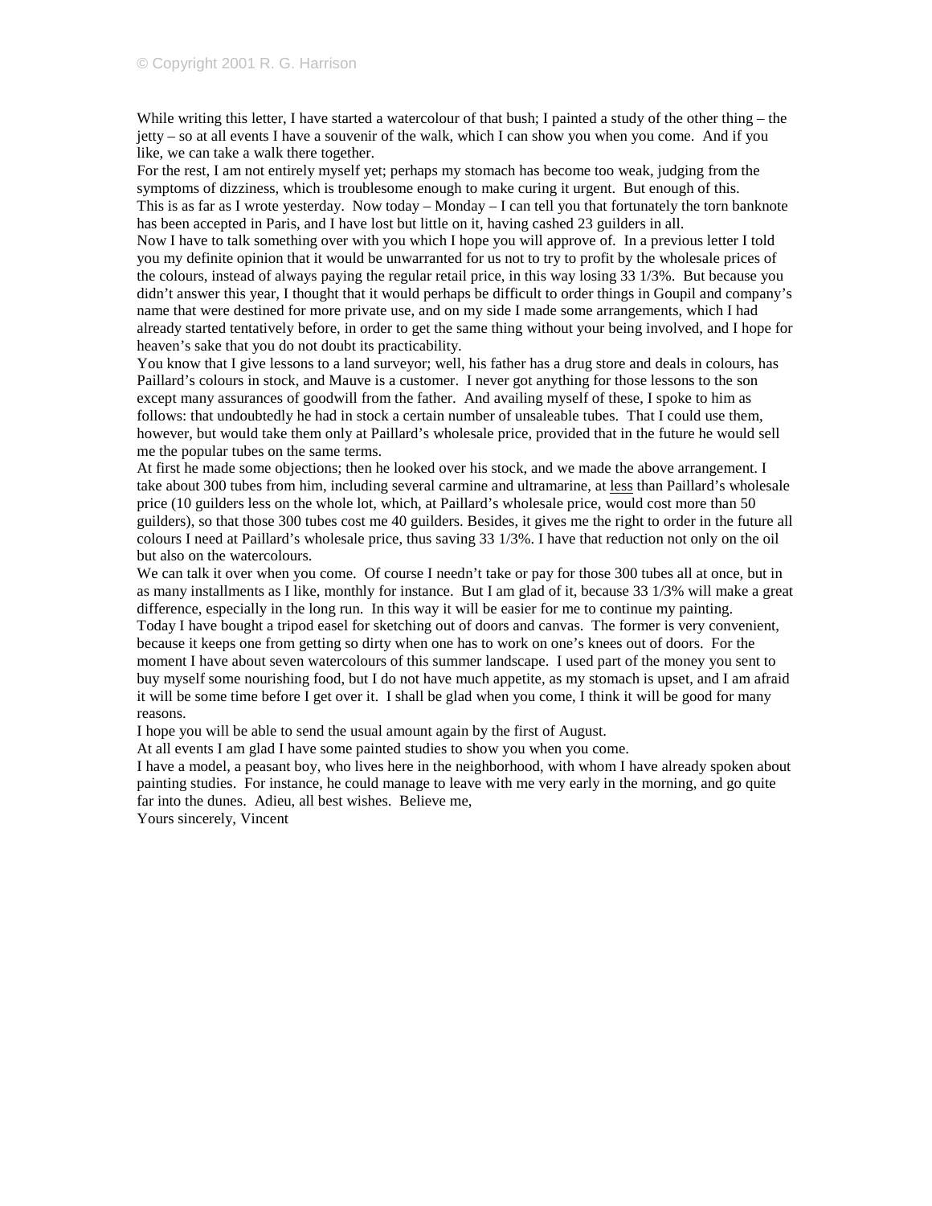While writing this letter, I have started a watercolour of that bush; I painted a study of the other thing – the jetty – so at all events I have a souvenir of the walk, which I can show you when you come. And if you like, we can take a walk there together.

For the rest, I am not entirely myself yet; perhaps my stomach has become too weak, judging from the symptoms of dizziness, which is troublesome enough to make curing it urgent. But enough of this.

This is as far as I wrote yesterday. Now today – Monday – I can tell you that fortunately the torn banknote has been accepted in Paris, and I have lost but little on it, having cashed 23 guilders in all.

Now I have to talk something over with you which I hope you will approve of. In a previous letter I told you my definite opinion that it would be unwarranted for us not to try to profit by the wholesale prices of the colours, instead of always paying the regular retail price, in this way losing 33 1/3%. But because you didn't answer this year, I thought that it would perhaps be difficult to order things in Goupil and company's name that were destined for more private use, and on my side I made some arrangements, which I had already started tentatively before, in order to get the same thing without your being involved, and I hope for heaven's sake that you do not doubt its practicability.

You know that I give lessons to a land surveyor; well, his father has a drug store and deals in colours, has Paillard's colours in stock, and Mauve is a customer. I never got anything for those lessons to the son except many assurances of goodwill from the father. And availing myself of these, I spoke to him as follows: that undoubtedly he had in stock a certain number of unsaleable tubes. That I could use them, however, but would take them only at Paillard's wholesale price, provided that in the future he would sell me the popular tubes on the same terms.

At first he made some objections; then he looked over his stock, and we made the above arrangement. I take about 300 tubes from him, including several carmine and ultramarine, at <u>less</u> than Paillard's wholesale price (10 guilders less on the whole lot, which, at Paillard's wholesale price, would cost more than 50 guilders), so that those 300 tubes cost me 40 guilders. Besides, it gives me the right to order in the future all colours I need at Paillard's wholesale price, thus saving 33 1/3%. I have that reduction not only on the oil but also on the watercolours.

We can talk it over when you come. Of course I needn't take or pay for those 300 tubes all at once, but in as many installments as I like, monthly for instance. But I am glad of it, because 33 1/3% will make a great difference, especially in the long run. In this way it will be easier for me to continue my painting.

Today I have bought a tripod easel for sketching out of doors and canvas. The former is very convenient, because it keeps one from getting so dirty when one has to work on one's knees out of doors. For the moment I have about seven watercolours of this summer landscape. I used part of the money you sent to buy myself some nourishing food, but I do not have much appetite, as my stomach is upset, and I am afraid it will be some time before I get over it. I shall be glad when you come, I think it will be good for many reasons.

I hope you will be able to send the usual amount again by the first of August.

At all events I am glad I have some painted studies to show you when you come.

I have a model, a peasant boy, who lives here in the neighborhood, with whom I have already spoken about painting studies. For instance, he could manage to leave with me very early in the morning, and go quite far into the dunes. Adieu, all best wishes. Believe me,

Yours sincerely, Vincent